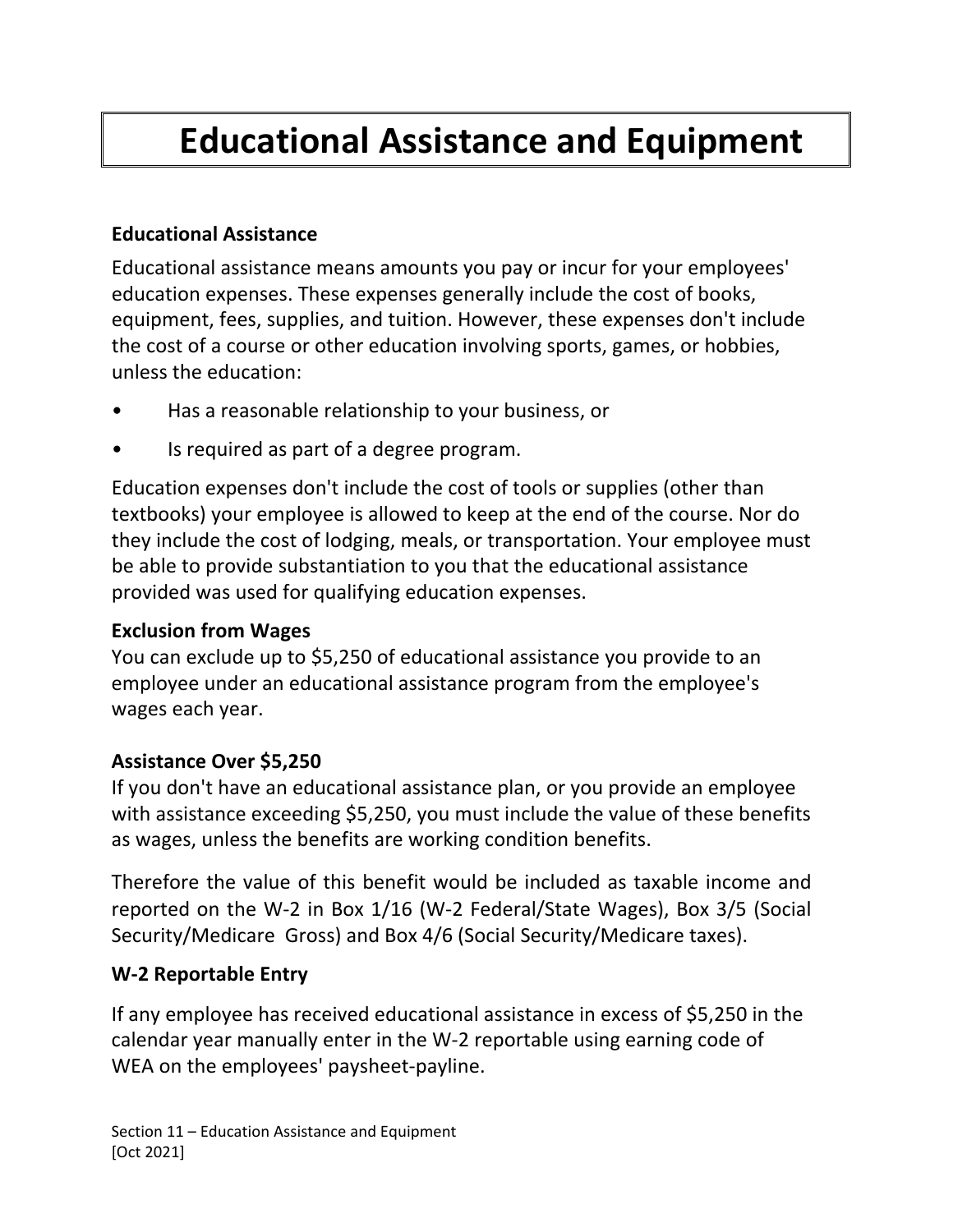# Educational Assistance and Equipment

**Educational Assistance**

Educational assistance means amounts you pay or incur for your employees' education expenses. These expenses generally include the cost of books, equipment, fees, supplies, and tuition. However, these expenses don't include the cost of a course or other education involving sports, games, or hobbies, unless the education:

- Has a reasonable relationship to your business, or
- Is required as part of a degree program.

Education expenses don't include the cost of tools or supplies (other than textbooks) your employee is allowed to keep at the end of the course. Nor do they include the cost of lodging, meals, or transportation. Your employee must be able to provide substantiation to you that the educational assistance provided was used for qualifying education expenses.

**Exclusion from Wages**

You can exclude up to $5,250 of educational assistance you provide to an employee under an educational assistance program from the employee's wages each year.

**Assistance Over $5,250**

If you don't have an educational assistance plan, or you provide an employee with assistance exceeding $5,250, you must include the value of these benefits as wages, unless the benefits are working condition benefits.

Therefore the value of this benefit would be included as taxable income and reported on the W-2 in Box 1/16 (W-2 Federal/State Wages), Box 3/5 (Social Security/Medicare Gross) and Box 4/6 (Social Security/Medicare taxes).

**W-2 Reportable Entry**

If any employee has received educational assistance in excess of $5,250 in the calendar year manually enter in the W-2 reportable using earning code of WEA on the employees' paysheet-payline.

Section 11 – Education Assistance and Equipment
[Oct 2021]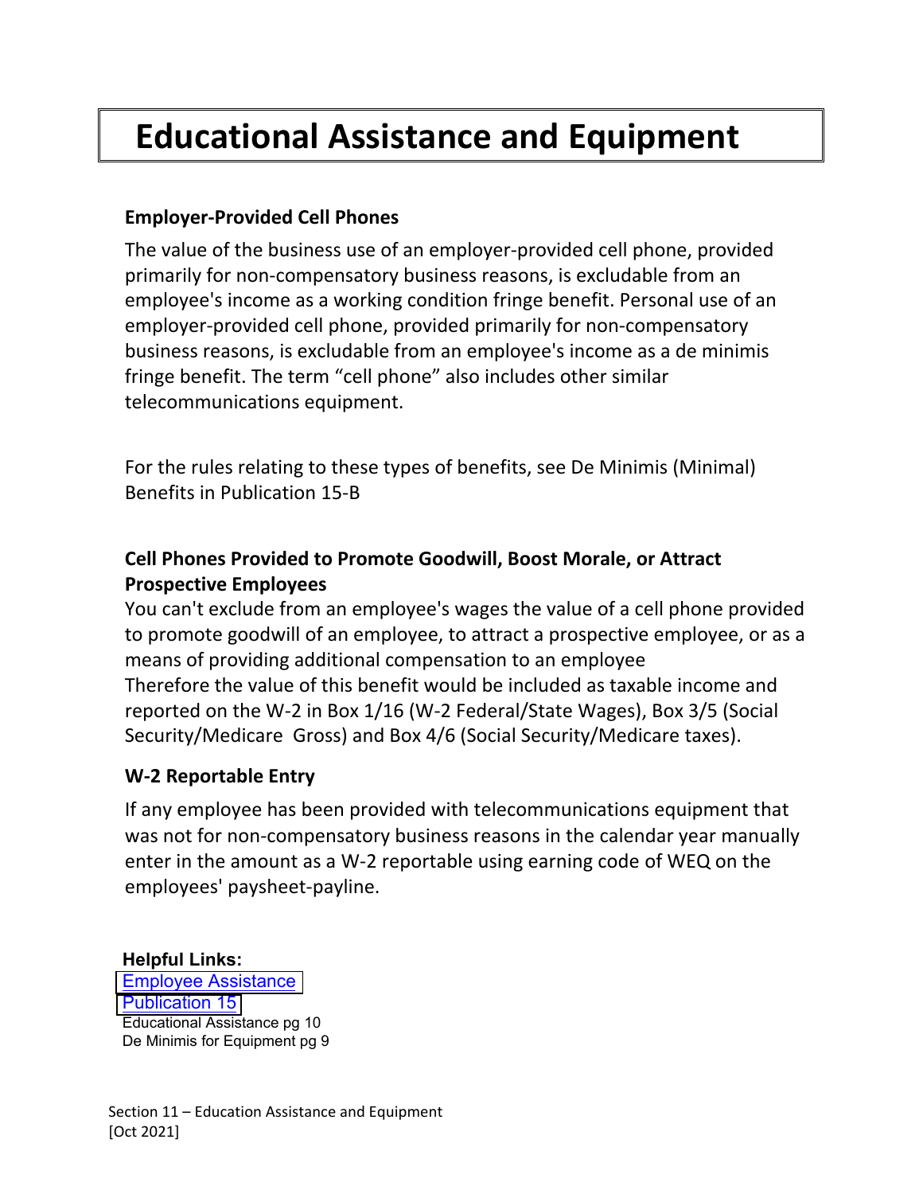# Educational Assistance and Equipment

### Employer-Provided Cell Phones

The value of the business use of an employer-provided cell phone, provided primarily for non-compensatory business reasons, is excludable from an employee's income as a working condition fringe benefit. Personal use of an employer-provided cell phone, provided primarily for non-compensatory business reasons, is excludable from an employee's income as a de minimis fringe benefit. The term “cell phone” also includes other similar telecommunications equipment.

For the rules relating to these types of benefits, see De Minimis (Minimal) Benefits in Publication 15-B

### Cell Phones Provided to Promote Goodwill, Boost Morale, or Attract Prospective Employees

You can't exclude from an employee's wages the value of a cell phone provided to promote goodwill of an employee, to attract a prospective employee, or as a means of providing additional compensation to an employee
Therefore the value of this benefit would be included as taxable income and reported on the W-2 in Box 1/16 (W-2 Federal/State Wages), Box 3/5 (Social Security/Medicare Gross) and Box 4/6 (Social Security/Medicare taxes).

### W-2 Reportable Entry

If any employee has been provided with telecommunications equipment that was not for non-compensatory business reasons in the calendar year manually enter in the amount as a W-2 reportable using earning code of WEQ on the employees' paysheet-payline.

**Helpful Links:**
Employee Assistance
Publication 15
Educational Assistance pg 10
De Minimis for Equipment pg 9

Section 11 – Education Assistance and Equipment
[Oct 2021]